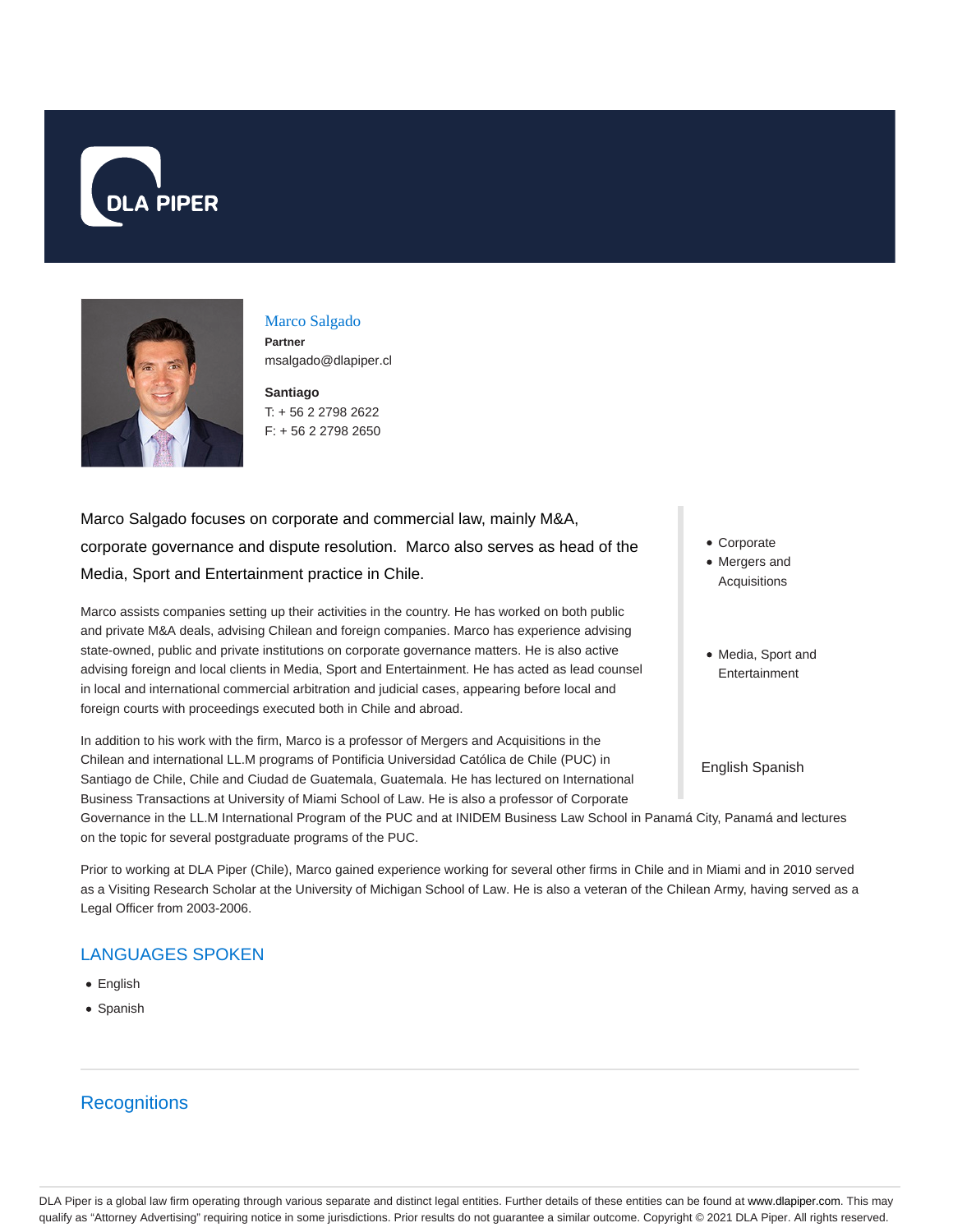# Marco Salgado

**Partner**
msalgado@dlapiper.cl

**Santiago**
T: + 56 2 2798 2622
F: + 56 2 2798 2650

Marco Salgado focuses on corporate and commercial law, mainly M&A, corporate governance and dispute resolution.  Marco also serves as head of the Media, Sport and Entertainment practice in Chile.

- Corporate
- Mergers and Acquisitions

- Media, Sport and Entertainment

English Spanish

Marco assists companies setting up their activities in the country. He has worked on both public and private M&A deals, advising Chilean and foreign companies. Marco has experience advising state-owned, public and private institutions on corporate governance matters. He is also active advising foreign and local clients in Media, Sport and Entertainment. He has acted as lead counsel in local and international commercial arbitration and judicial cases, appearing before local and foreign courts with proceedings executed both in Chile and abroad.

In addition to his work with the firm, Marco is a professor of Mergers and Acquisitions in the Chilean and international LL.M programs of Pontificia Universidad Católica de Chile (PUC) in Santiago de Chile, Chile and Ciudad de Guatemala, Guatemala. He has lectured on International Business Transactions at University of Miami School of Law. He is also a professor of Corporate Governance in the LL.M International Program of the PUC and at INIDEM Business Law School in Panamá City, Panamá and lectures on the topic for several postgraduate programs of the PUC.

Prior to working at DLA Piper (Chile), Marco gained experience working for several other firms in Chile and in Miami and in 2010 served as a Visiting Research Scholar at the University of Michigan School of Law. He is also a veteran of the Chilean Army, having served as a Legal Officer from 2003-2006.

## LANGUAGES SPOKEN

- English
- Spanish

## Recognitions

DLA Piper is a global law firm operating through various separate and distinct legal entities. Further details of these entities can be found at www.dlapiper.com. This may qualify as "Attorney Advertising" requiring notice in some jurisdictions. Prior results do not guarantee a similar outcome. Copyright © 2021 DLA Piper. All rights reserved.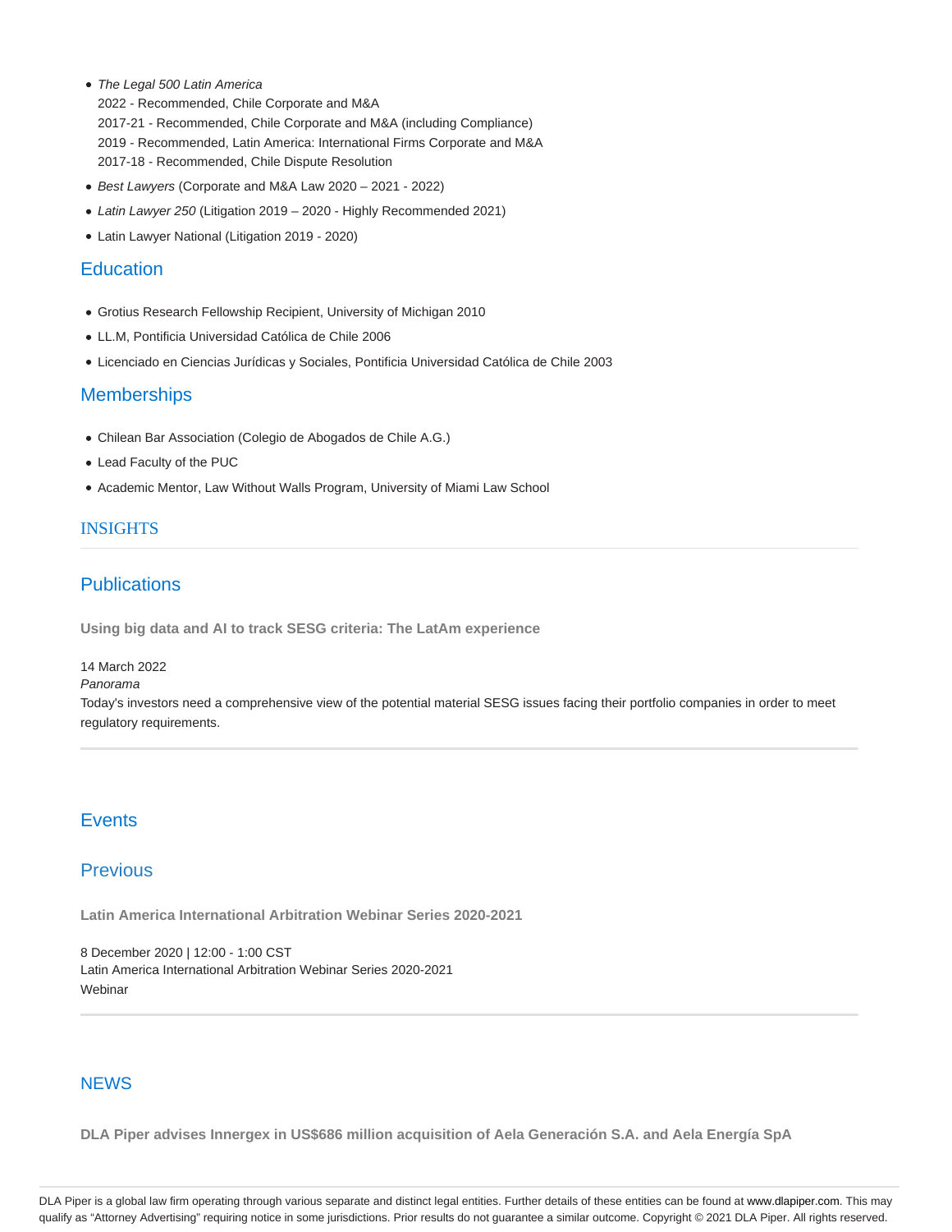- *The Legal 500 Latin America*
  2022 - Recommended, Chile Corporate and M&A
  2017-21 - Recommended, Chile Corporate and M&A (including Compliance)
  2019 - Recommended, Latin America: International Firms Corporate and M&A
  2017-18 - Recommended, Chile Dispute Resolution
- *Best Lawyers* (Corporate and M&A Law 2020 – 2021 - 2022)
- *Latin Lawyer 250* (Litigation 2019 – 2020 - Highly Recommended 2021)
- Latin Lawyer National (Litigation 2019 - 2020)

## Education

- Grotius Research Fellowship Recipient, University of Michigan 2010
- LL.M, Pontificia Universidad Católica de Chile 2006
- Licenciado en Ciencias Jurídicas y Sociales, Pontificia Universidad Católica de Chile 2003

## Memberships

- Chilean Bar Association (Colegio de Abogados de Chile A.G.)
- Lead Faculty of the PUC
- Academic Mentor, Law Without Walls Program, University of Miami Law School

## INSIGHTS

## Publications

**Using big data and AI to track SESG criteria: The LatAm experience**

14 March 2022
*Panorama*
Today's investors need a comprehensive view of the potential material SESG issues facing their portfolio companies in order to meet regulatory requirements.

## Events

## Previous

**Latin America International Arbitration Webinar Series 2020-2021**

8 December 2020 | 12:00 - 1:00 CST
Latin America International Arbitration Webinar Series 2020-2021
Webinar

## NEWS

**DLA Piper advises Innergex in US$686 million acquisition of Aela Generación S.A. and Aela Energía SpA**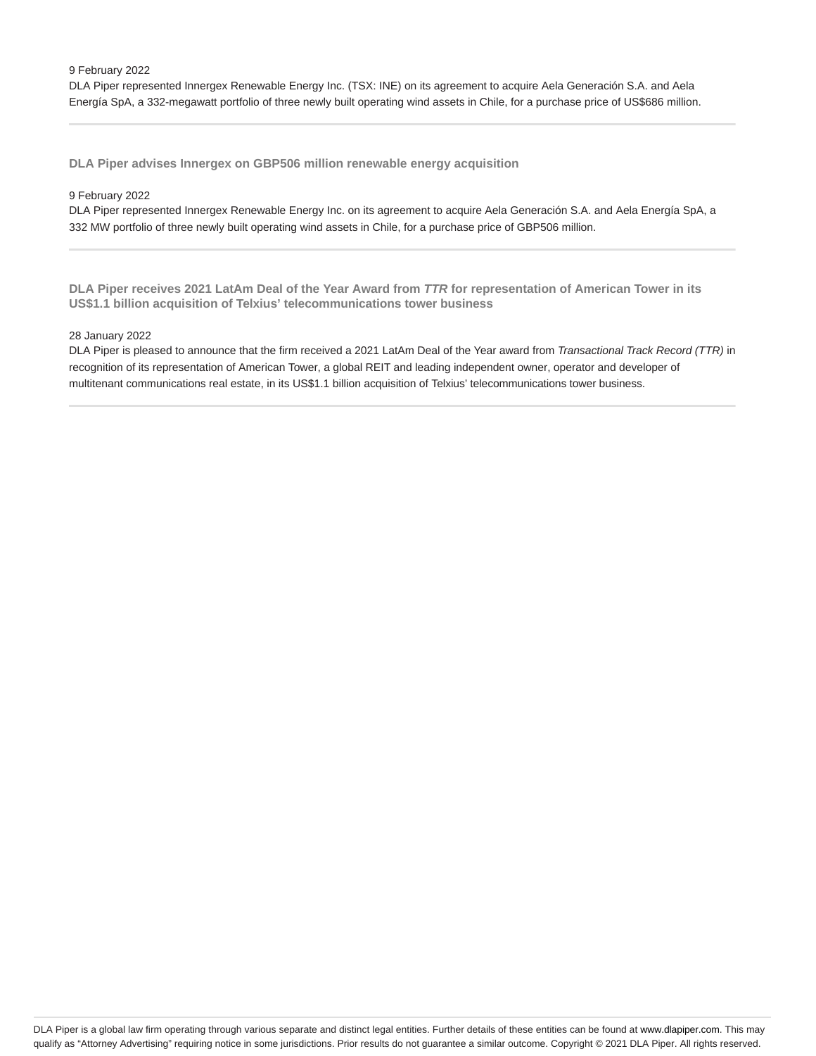9 February 2022
DLA Piper represented Innergex Renewable Energy Inc. (TSX: INE) on its agreement to acquire Aela Generación S.A. and Aela Energía SpA, a 332-megawatt portfolio of three newly built operating wind assets in Chile, for a purchase price of US$686 million.

---

### DLA Piper advises Innergex on GBP506 million renewable energy acquisition

9 February 2022
DLA Piper represented Innergex Renewable Energy Inc. on its agreement to acquire Aela Generación S.A. and Aela Energía SpA, a 332 MW portfolio of three newly built operating wind assets in Chile, for a purchase price of GBP506 million.

---

### DLA Piper receives 2021 LatAm Deal of the Year Award from *TTR* for representation of American Tower in its US$1.1 billion acquisition of Telxius' telecommunications tower business

28 January 2022
DLA Piper is pleased to announce that the firm received a 2021 LatAm Deal of the Year award from *Transactional Track Record (TTR)* in recognition of its representation of American Tower, a global REIT and leading independent owner, operator and developer of multitenant communications real estate, in its US$1.1 billion acquisition of Telxius' telecommunications tower business.

---

DLA Piper is a global law firm operating through various separate and distinct legal entities. Further details of these entities can be found at www.dlapiper.com. This may qualify as "Attorney Advertising" requiring notice in some jurisdictions. Prior results do not guarantee a similar outcome. Copyright © 2021 DLA Piper. All rights reserved.